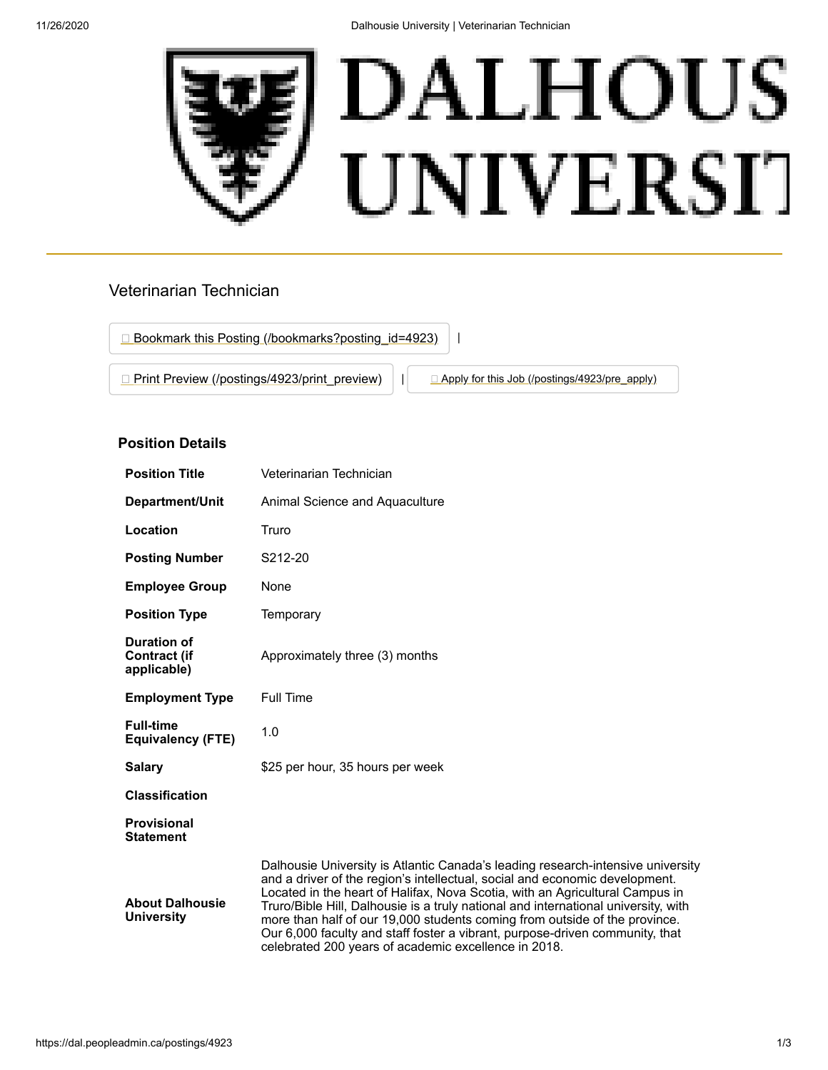# Veterinarian Technician

Bookmark this Posting (/bookmarks?posting_id=4923) |

Print Preview (/postings/4923/print_preview) | Apply for this Job (/postings/4923/pre_apply)

## Position Details

| | |
|---|---|
| **Position Title** | Veterinarian Technician |
| **Department/Unit** | Animal Science and Aquaculture |
| **Location** | Truro |
| **Posting Number** | S212-20 |
| **Employee Group** | None |
| **Position Type** | Temporary |
| **Duration of Contract (if applicable)** | Approximately three (3) months |
| **Employment Type** | Full Time |
| **Full-time Equivalency (FTE)** | 1.0 |
| **Salary** | $25 per hour, 35 hours per week |
| **Classification** | |
| **Provisional Statement** | |
| **About Dalhousie University** | Dalhousie University is Atlantic Canada's leading research-intensive university and a driver of the region's intellectual, social and economic development. Located in the heart of Halifax, Nova Scotia, with an Agricultural Campus in Truro/Bible Hill, Dalhousie is a truly national and international university, with more than half of our 19,000 students coming from outside of the province. Our 6,000 faculty and staff foster a vibrant, purpose-driven community, that celebrated 200 years of academic excellence in 2018. |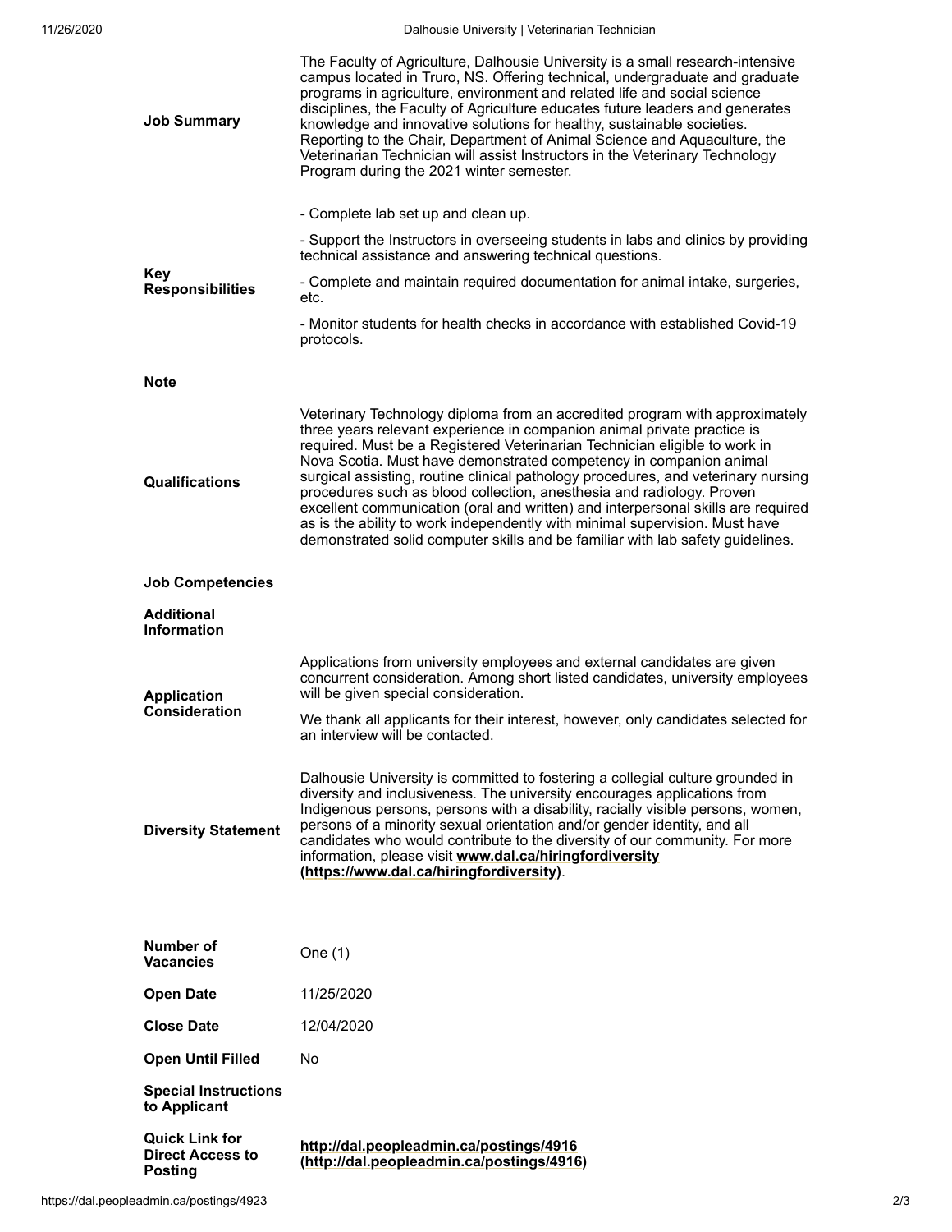| | |
|---|---|
| **Job Summary** | The Faculty of Agriculture, Dalhousie University is a small research-intensive campus located in Truro, NS. Offering technical, undergraduate and graduate programs in agriculture, environment and related life and social science disciplines, the Faculty of Agriculture educates future leaders and generates knowledge and innovative solutions for healthy, sustainable societies. Reporting to the Chair, Department of Animal Science and Aquaculture, the Veterinarian Technician will assist Instructors in the Veterinary Technology Program during the 2021 winter semester. |
| **Key Responsibilities** | - Complete lab set up and clean up.<br>- Support the Instructors in overseeing students in labs and clinics by providing technical assistance and answering technical questions.<br>- Complete and maintain required documentation for animal intake, surgeries, etc.<br>- Monitor students for health checks in accordance with established Covid-19 protocols. |
| **Note** | |
| **Qualifications** | Veterinary Technology diploma from an accredited program with approximately three years relevant experience in companion animal private practice is required. Must be a Registered Veterinarian Technician eligible to work in Nova Scotia. Must have demonstrated competency in companion animal surgical assisting, routine clinical pathology procedures, and veterinary nursing procedures such as blood collection, anesthesia and radiology. Proven excellent communication (oral and written) and interpersonal skills are required as is the ability to work independently with minimal supervision. Must have demonstrated solid computer skills and be familiar with lab safety guidelines. |
| **Job Competencies** | |
| **Additional Information** | |
| **Application Consideration** | Applications from university employees and external candidates are given concurrent consideration. Among short listed candidates, university employees will be given special consideration.<br>We thank all applicants for their interest, however, only candidates selected for an interview will be contacted. |
| **Diversity Statement** | Dalhousie University is committed to fostering a collegial culture grounded in diversity and inclusiveness. The university encourages applications from Indigenous persons, persons with a disability, racially visible persons, women, persons of a minority sexual orientation and/or gender identity, and all candidates who would contribute to the diversity of our community. For more information, please visit **www.dal.ca/hiringfordiversity (https://www.dal.ca/hiringfordiversity)**. |
| **Number of Vacancies** | One (1) |
| **Open Date** | 11/25/2020 |
| **Close Date** | 12/04/2020 |
| **Open Until Filled** | No |
| **Special Instructions to Applicant** | |
| **Quick Link for Direct Access to Posting** | **http://dal.peopleadmin.ca/postings/4916 (http://dal.peopleadmin.ca/postings/4916)** |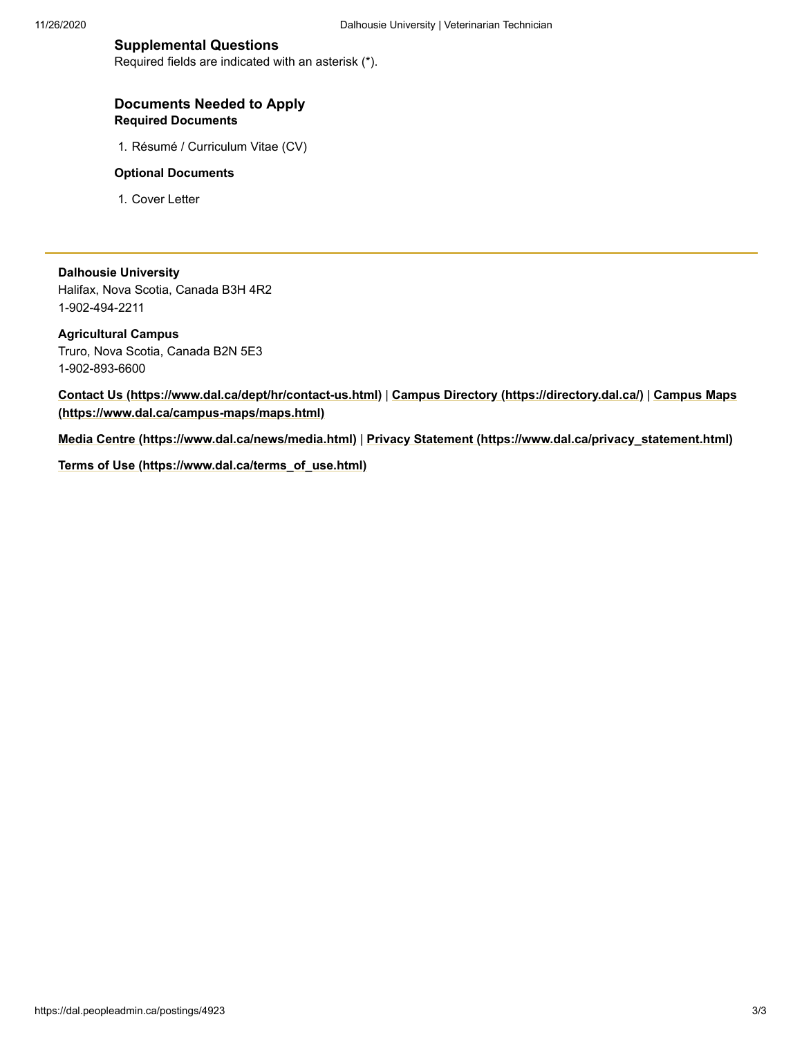## Supplemental Questions

Required fields are indicated with an asterisk (*).

## Documents Needed to Apply

**Required Documents**

1. Résumé / Curriculum Vitae (CV)

**Optional Documents**

1. Cover Letter

---

**Dalhousie University**
Halifax, Nova Scotia, Canada B3H 4R2
1-902-494-2211

**Agricultural Campus**
Truro, Nova Scotia, Canada B2N 5E3
1-902-893-6600

**Contact Us (https://www.dal.ca/dept/hr/contact-us.html)** | **Campus Directory (https://directory.dal.ca/)** | **Campus Maps (https://www.dal.ca/campus-maps/maps.html)**

**Media Centre (https://www.dal.ca/news/media.html)** | **Privacy Statement (https://www.dal.ca/privacy_statement.html)**

**Terms of Use (https://www.dal.ca/terms_of_use.html)**